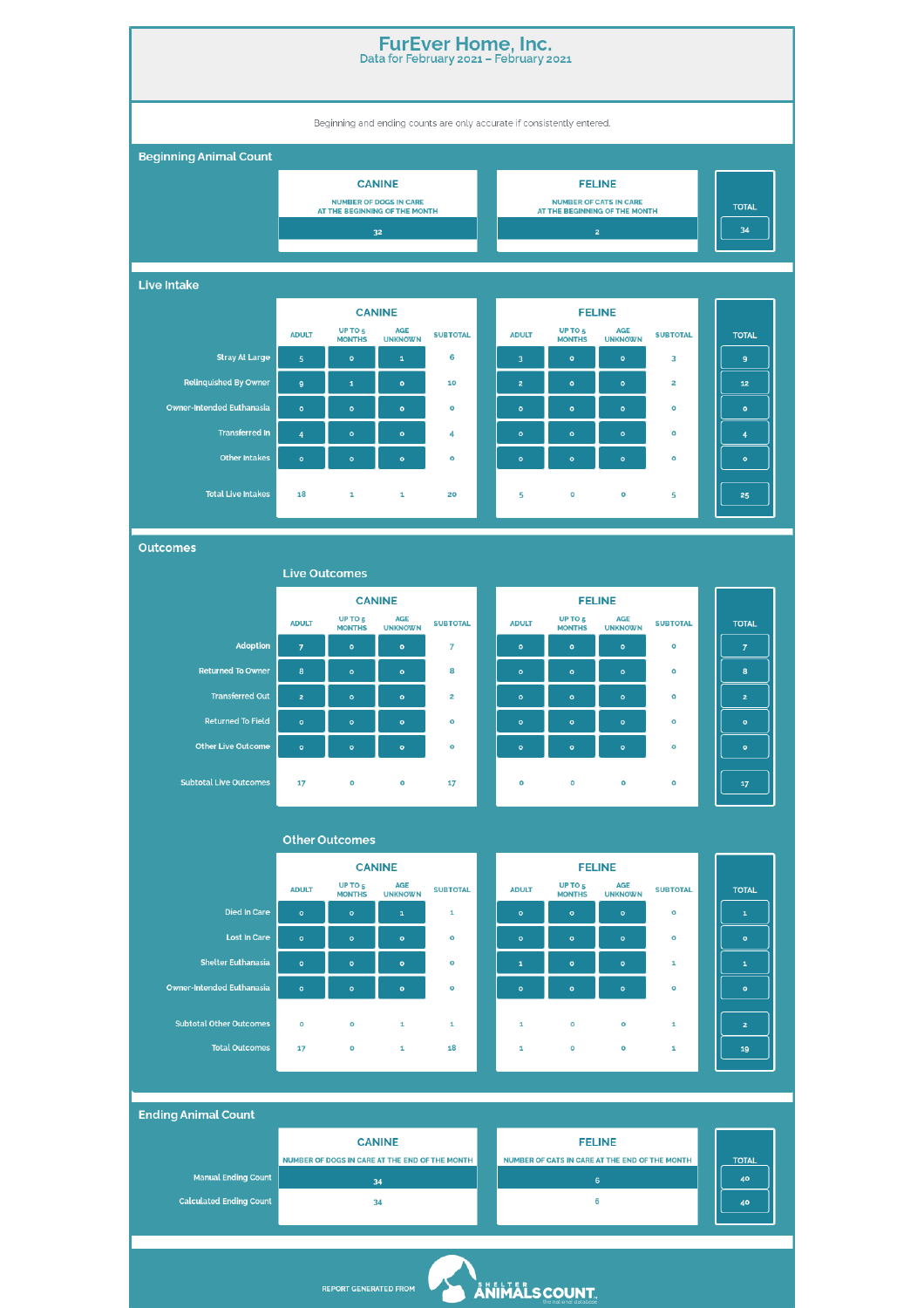# FurEver Home, Inc.

Data for February 2021 – February 2021

Beginning and ending counts are only accurate if consistently entered.

## Beginning Animal Count

| | CANINE | FELINE | TOTAL |
|---|---|---|---|
| | NUMBER OF DOGS IN CARE AT THE BEGINNING OF THE MONTH | NUMBER OF CATS IN CARE AT THE BEGINNING OF THE MONTH | |
| | 32 | 2 | 34 |

## Live Intake

| | CANINE | | | | FELINE | | | | TOTAL |
|---|---|---|---|---|---|---|---|---|---|
| | ADULT | UP TO 5 MONTHS | AGE UNKNOWN | SUBTOTAL | ADULT | UP TO 5 MONTHS | AGE UNKNOWN | SUBTOTAL | |
| Stray At Large | 5 | 0 | 1 | 6 | 3 | 0 | 0 | 3 | 9 |
| Relinquished By Owner | 9 | 1 | 0 | 10 | 2 | 0 | 0 | 2 | 12 |
| Owner-Intended Euthanasia | 0 | 0 | 0 | 0 | 0 | 0 | 0 | 0 | 0 |
| Transferred In | 4 | 0 | 0 | 4 | 0 | 0 | 0 | 0 | 4 |
| Other Intakes | 0 | 0 | 0 | 0 | 0 | 0 | 0 | 0 | 0 |
| Total Live Intakes | 18 | 1 | 1 | 20 | 5 | 0 | 0 | 5 | 25 |

## Outcomes

### Live Outcomes

| | CANINE | | | | FELINE | | | | TOTAL |
|---|---|---|---|---|---|---|---|---|---|
| | ADULT | UP TO 5 MONTHS | AGE UNKNOWN | SUBTOTAL | ADULT | UP TO 5 MONTHS | AGE UNKNOWN | SUBTOTAL | |
| Adoption | 7 | 0 | 0 | 7 | 0 | 0 | 0 | 0 | 7 |
| Returned To Owner | 8 | 0 | 0 | 8 | 0 | 0 | 0 | 0 | 8 |
| Transferred Out | 2 | 0 | 0 | 2 | 0 | 0 | 0 | 0 | 2 |
| Returned To Field | 0 | 0 | 0 | 0 | 0 | 0 | 0 | 0 | 0 |
| Other Live Outcome | 0 | 0 | 0 | 0 | 0 | 0 | 0 | 0 | 0 |
| Subtotal Live Outcomes | 17 | 0 | 0 | 17 | 0 | 0 | 0 | 0 | 17 |

### Other Outcomes

| | CANINE | | | | FELINE | | | | TOTAL |
|---|---|---|---|---|---|---|---|---|---|
| | ADULT | UP TO 5 MONTHS | AGE UNKNOWN | SUBTOTAL | ADULT | UP TO 5 MONTHS | AGE UNKNOWN | SUBTOTAL | |
| Died In Care | 0 | 0 | 1 | 1 | 0 | 0 | 0 | 0 | 1 |
| Lost In Care | 0 | 0 | 0 | 0 | 0 | 0 | 0 | 0 | 0 |
| Shelter Euthanasia | 0 | 0 | 0 | 0 | 1 | 0 | 0 | 1 | 1 |
| Owner-Intended Euthanasia | 0 | 0 | 0 | 0 | 0 | 0 | 0 | 0 | 0 |
| Subtotal Other Outcomes | 0 | 0 | 1 | 1 | 1 | 0 | 0 | 1 | 2 |
| Total Outcomes | 17 | 0 | 1 | 18 | 1 | 0 | 0 | 1 | 19 |

## Ending Animal Count

| | CANINE | FELINE | TOTAL |
|---|---|---|---|
| | NUMBER OF DOGS IN CARE AT THE END OF THE MONTH | NUMBER OF CATS IN CARE AT THE END OF THE MONTH | |
| Manual Ending Count | 34 | 6 | 40 |
| Calculated Ending Count | 34 | 6 | 40 |

REPORT GENERATED FROM SHELTER ANIMALS COUNT the national database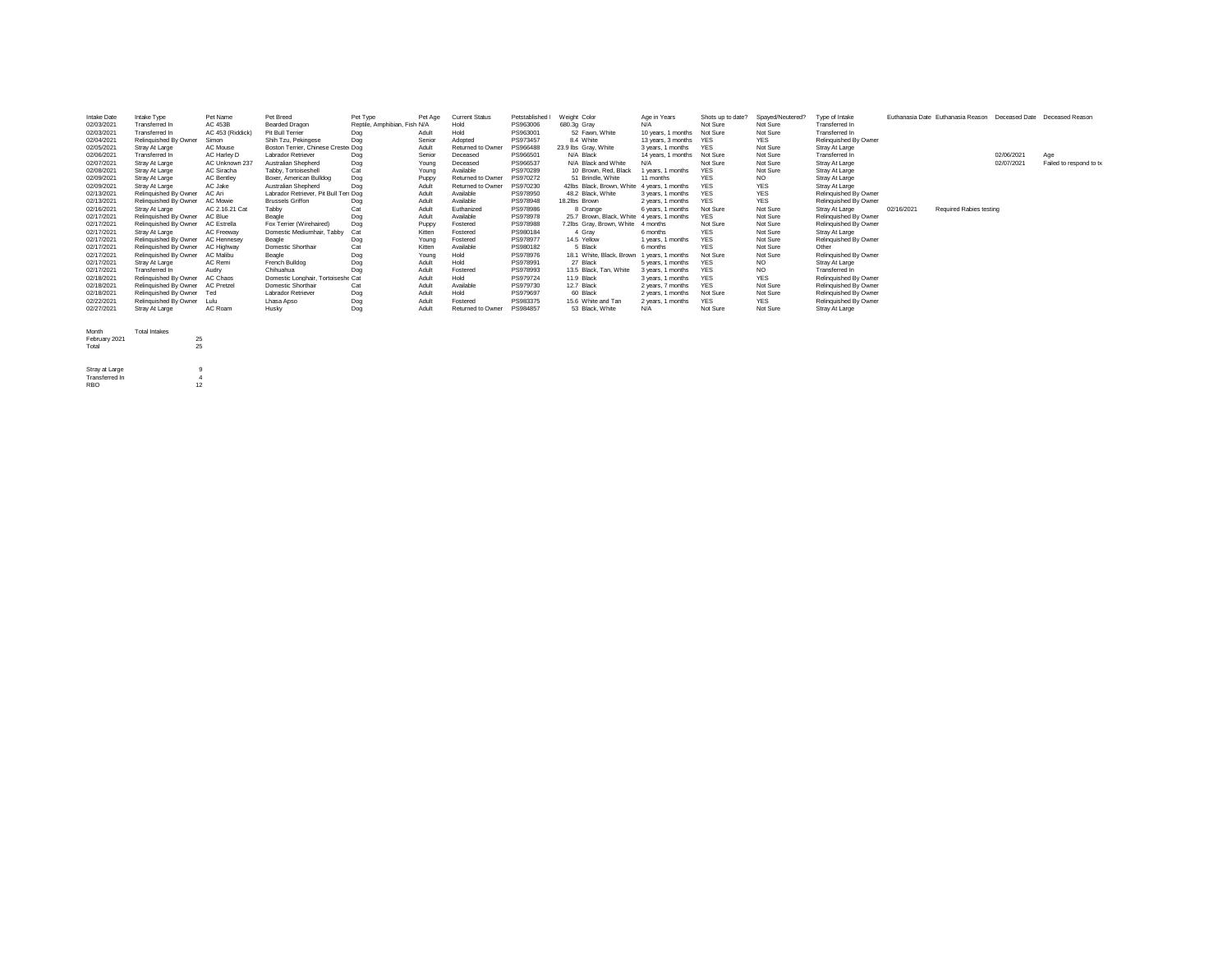| Intake Date | Intake Type | Pet Name | Pet Breed | Pet Type | Pet Age | Current Status | Petstablished I | Weight | Color | Age in Years | Shots up to date? | Spayed/Neutered? | Type of Intake | Euthanasia Date | Euthanasia Reason | Deceased Date | Deceased Reason |
|---|---|---|---|---|---|---|---|---|---|---|---|---|---|---|---|---|---|
| 02/03/2021 | Transferred In | AC 453B | Bearded Dragon | Reptile, Amphibian, Fish | N/A | Hold | PS963006 | 680.3g | Gray | N/A | Not Sure | Not Sure | Transferred In | | | | |
| 02/03/2021 | Transferred In | AC 453 (Riddick) | Pit Bull Terrier | Dog | Adult | Hold | PS963001 | 52 | Fawn, White | 10 years, 1 months | Not Sure | Not Sure | Transferred In | | | | |
| 02/04/2021 | Relinquished By Owner | Simon | Shih Tzu, Pekingese | Dog | Senior | Adopted | PS973457 | 8.4 | White | 13 years, 3 months | YES | YES | Relinquished By Owner | | | | |
| 02/05/2021 | Stray At Large | AC Mouse | Boston Terrier, Chinese Creste | Dog | Adult | Returned to Owner | PS966488 | 23.9 lbs | Gray, White | 3 years, 1 months | YES | Not Sure | Stray At Large | | | | |
| 02/06/2021 | Transferred In | AC Harley D | Labrador Retriever | Dog | Senior | Deceased | PS966501 | N/A | Black | 14 years, 1 months | Not Sure | Not Sure | Transferred In | | | 02/06/2021 | Age |
| 02/07/2021 | Stray At Large | AC Unknown 237 | Australian Shepherd | Dog | Young | Deceased | PS966537 | N/A | Black and White | N/A | Not Sure | Not Sure | Stray At Large | | | 02/07/2021 | Failed to respond to tx |
| 02/08/2021 | Stray At Large | AC Siracha | Tabby, Tortoiseshell | Cat | Young | Available | PS970289 | 10 | Brown, Red, Black | 1 years, 1 months | YES | Not Sure | Stray At Large | | | | |
| 02/09/2021 | Stray At Large | AC Bentley | Boxer, American Bulldog | Dog | Puppy | Returned to Owner | PS970272 | 51 | Brindle, White | 11 months | YES | NO | Stray At Large | | | | |
| 02/09/2021 | Stray At Large | AC Jake | Australian Shepherd | Dog | Adult | Returned to Owner | PS970230 | 42lbs | Black, Brown, White | 4 years, 1 months | YES | YES | Stray At Large | | | | |
| 02/13/2021 | Relinquished By Owner | AC Ari | Labrador Retriever, Pit Bull Terr | Dog | Adult | Available | PS978950 | 48.2 | Black, White | 3 years, 1 months | YES | YES | Relinquished By Owner | | | | |
| 02/13/2021 | Relinquished By Owner | AC Mowie | Brussels Griffon | Dog | Adult | Available | PS978948 | 18.2lbs | Brown | 2 years, 1 months | YES | YES | Relinquished By Owner | | | | |
| 02/16/2021 | Stray At Large | AC 2.16.21 Cat | Tabby | Cat | Adult | Euthanized | PS978986 | 8 | Orange | 6 years, 1 months | Not Sure | Not Sure | Stray At Large | 02/16/2021 | Required Rabies testing | | |
| 02/17/2021 | Relinquished By Owner | AC Blue | Beagle | Dog | Adult | Available | PS978978 | 25.7 | Brown, Black, White | 4 years, 1 months | YES | Not Sure | Relinquished By Owner | | | | |
| 02/17/2021 | Relinquished By Owner | AC Estrella | Fox Terrier (Wirehaired) | Dog | Puppy | Fostered | PS978988 | 7.2lbs | Gray, Brown, White | 4 months | Not Sure | Not Sure | Relinquished By Owner | | | | |
| 02/17/2021 | Stray At Large | AC Freeway | Domestic Mediumhair, Tabby | Cat | Kitten | Fostered | PS980184 | 4 | Gray | 6 months | YES | Not Sure | Stray At Large | | | | |
| 02/17/2021 | Relinquished By Owner | AC Hennesey | Beagle | Dog | Young | Fostered | PS978977 | 14.5 | Yellow | 1 years, 1 months | YES | Not Sure | Relinquished By Owner | | | | |
| 02/17/2021 | Relinquished By Owner | AC Highway | Domestic Shorthair | Cat | Kitten | Available | PS980182 | 5 | Black | 6 months | YES | Not Sure | Other | | | | |
| 02/17/2021 | Relinquished By Owner | AC Malibu | Beagle | Dog | Young | Hold | PS978976 | 18.1 | White, Black, Brown | 1 years, 1 months | Not Sure | Not Sure | Relinquished By Owner | | | | |
| 02/17/2021 | Stray At Large | AC Remi | French Bulldog | Dog | Adult | Hold | PS978991 | 27 | Black | 5 years, 1 months | YES | NO | Stray At Large | | | | |
| 02/17/2021 | Transferred In | Audry | Chihuahua | Dog | Adult | Fostered | PS978993 | 13.5 | Black, Tan, White | 3 years, 1 months | YES | NO | Transferred In | | | | |
| 02/18/2021 | Relinquished By Owner | AC Chaos | Domestic Longhair, Tortoiseshe | Cat | Adult | Hold | PS979724 | 11.9 | Black | 3 years, 1 months | YES | YES | Relinquished By Owner | | | | |
| 02/18/2021 | Relinquished By Owner | AC Pretzel | Domestic Shorthair | Cat | Adult | Available | PS979730 | 12.7 | Black | 2 years, 7 months | YES | Not Sure | Relinquished By Owner | | | | |
| 02/18/2021 | Relinquished By Owner | Ted | Labrador Retriever | Dog | Adult | Hold | PS979697 | 60 | Black | 2 years, 1 months | Not Sure | Not Sure | Relinquished By Owner | | | | |
| 02/22/2021 | Relinquished By Owner | Lulu | Lhasa Apso | Dog | Adult | Fostered | PS983375 | 15.6 | White and Tan | 2 years, 1 months | YES | YES | Relinquished By Owner | | | | |
| 02/27/2021 | Stray At Large | AC Roam | Husky | Dog | Adult | Returned to Owner | PS984857 | 53 | Black, White | N/A | Not Sure | Not Sure | Stray At Large | | | | |

| Month | Total Intakes |
|---|---|
| February 2021 | 25 |
| Total | 25 |

| | |
|---|---|
| Stray at Large | 9 |
| Transferred In | 4 |
| RBO | 12 |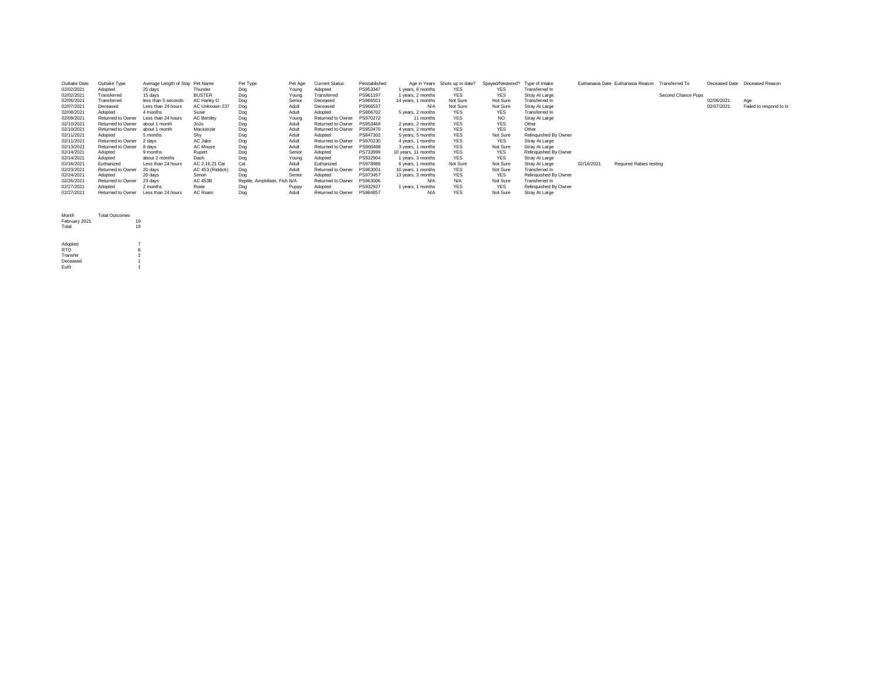| Outtake Date | Outtake Type | Average Length of Stay | Pet Name | Pet Type | Pet Age | Current Status | Petstablished | Age in Years | Shots up to date? | Spayed/Neutered? | Type of Intake | Euthanasia Date | Euthanasia Reason | Transferred To | Deceased Date | Deceased Reason |
|---|---|---|---|---|---|---|---|---|---|---|---|---|---|---|---|---|
| 02/02/2021 | Adopted | 20 days | Thunder | Dog | Young | Adopted | PS953347 | 1 years, 8 months | YES | YES | Transferred In | | | | | |
| 02/02/2021 | Transferred | 15 days | BUSTER | Dog | Young | Transferred | PS961197 | 1 years, 2 months | YES | YES | Stray At Large | | | Second Chance Pups | | |
| 02/06/2021 | Transferred | less than 5 seconds | AC Harley D | Dog | Senior | Deceased | PS966501 | 14 years, 1 months | Not Sure | Not Sure | Transferred In | | | | 02/06/2021 | Age |
| 02/07/2021 | Deceased | Less than 24 hours | AC Unknown 237 | Dog | Adult | Deceased | PS966537 | N/A | Not Sure | Not Sure | Stray At Large | | | | 02/07/2021 | Failed to respond to tx |
| 02/08/2021 | Adopted | 4 months | Susie | Dog | Adult | Adopted | PS866702 | 5 years, 2 months | YES | YES | Transferred In | | | | | |
| 02/09/2021 | Returned to Owner | Less than 24 hours | AC Bentley | Dog | Young | Returned to Owner | PS970272 | 11 months | YES | NO | Stray At Large | | | | | |
| 02/10/2021 | Returned to Owner | about 1 month | JoJo | Dog | Adult | Returned to Owner | PS953468 | 2 years, 2 months | YES | YES | Other | | | | | |
| 02/10/2021 | Returned to Owner | about 1 month | Mackenzie | Dog | Adult | Returned to Owner | PS953470 | 4 years, 2 months | YES | YES | Other | | | | | |
| 02/11/2021 | Adopted | 5 months | Shy | Dog | Adult | Adopted | PS847302 | 5 years, 5 months | YES | Not Sure | Relinquished By Owner | | | | | |
| 02/11/2021 | Returned to Owner | 2 days | AC Jake | Dog | Adult | Returned to Owner | PS970230 | 4 years, 1 months | YES | YES | Stray At Large | | | | | |
| 02/13/2021 | Returned to Owner | 8 days | AC Mouse | Dog | Adult | Returned to Owner | PS966488 | 3 years, 1 months | YES | Not Sure | Stray At Large | | | | | |
| 02/14/2021 | Adopted | 9 months | Rupert | Dog | Senior | Adopted | PS733999 | 10 years, 11 months | YES | YES | Relinquished By Owner | | | | | |
| 02/14/2021 | Adopted | about 2 months | Dash | Dog | Young | Adopted | PS932904 | 1 years, 3 months | YES | YES | Stray At Large | | | | | |
| 02/16/2021 | Euthanized | Less than 24 hours | AC 2.16.21 Cat | Cat | Adult | Euthanized | PS978986 | 6 years, 1 months | Not Sure | Not Sure | Stray At Large | 02/16/2021 | Required Rabies testing | | | |
| 02/23/2021 | Returned to Owner | 20 days | AC 453 (Riddick) | Dog | Adult | Returned to Owner | PS963001 | 10 years, 1 months | YES | Not Sure | Transferred In | | | | | |
| 02/24/2021 | Adopted | 20 days | Simon | Dog | Senior | Adopted | PS973457 | 13 years, 3 months | YES | YES | Relinquished By Owner | | | | | |
| 02/26/2021 | Returned to Owner | 23 days | AC 453B | Reptile, Amphibian, Fish | N/A | Returned to Owner | PS963006 | N/A | N/A | Not Sure | Transferred In | | | | | |
| 02/27/2021 | Adopted | 2 months | Roxie | Dog | Puppy | Adopted | PS932927 | 1 years, 1 months | YES | YES | Relinquished By Owner | | | | | |
| 02/27/2021 | Returned to Owner | Less than 24 hours | AC Roam | Dog | Adult | Returned to Owner | PS984857 | N/A | YES | Not Sure | Stray At Large | | | | | |

| Month | Total Outcomes |
|---|---|
| February 2021 | 19 |
| Total | 19 |

| | |
|---|---|
| Adopted | 7 |
| RTO | 8 |
| Transfer | 2 |
| Deceased | 1 |
| Euth | 1 |